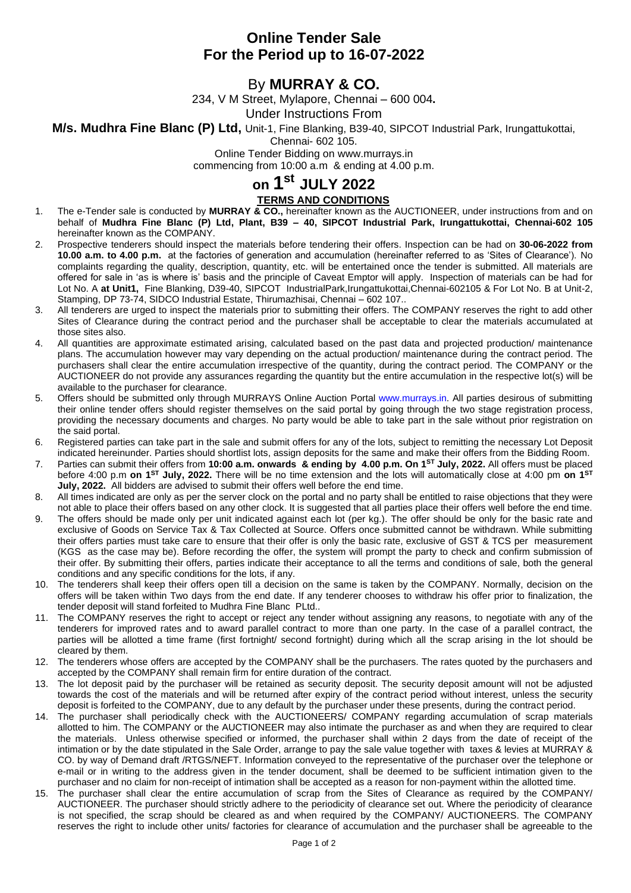# Online Tender Sale
# For the Period up to 16-07-2022

## By **MURRAY & CO.**

234, V M Street, Mylapore, Chennai – 600 004**.**

Under Instructions From

**M/s. Mudhra Fine Blanc (P) Ltd,** Unit-1, Fine Blanking, B39-40, SIPCOT Industrial Park, Irungattukottai, Chennai- 602 105.

Online Tender Bidding on www.murrays.in

commencing from 10:00 a.m & ending at 4.00 p.m.

# on 1st JULY 2022

**TERMS AND CONDITIONS**

1. The e-Tender sale is conducted by **MURRAY & CO.,** hereinafter known as the AUCTIONEER, under instructions from and on behalf of **Mudhra Fine Blanc (P) Ltd, Plant, B39 – 40, SIPCOT Industrial Park, Irungattukottai, Chennai-602 105** hereinafter known as the COMPANY.
2. Prospective tenderers should inspect the materials before tendering their offers. Inspection can be had on **30-06-2022 from 10.00 a.m. to 4.00 p.m.** at the factories of generation and accumulation (hereinafter referred to as 'Sites of Clearance'). No complaints regarding the quality, description, quantity, etc. will be entertained once the tender is submitted. All materials are offered for sale in 'as is where is' basis and the principle of Caveat Emptor will apply. Inspection of materials can be had for Lot No. A **at Unit1,** Fine Blanking, D39-40, SIPCOT IndustrialPark,Irungattukottai,Chennai-602105 & For Lot No. B at Unit-2, Stamping, DP 73-74, SIDCO Industrial Estate, Thirumazhisai, Chennai – 602 107..
3. All tenderers are urged to inspect the materials prior to submitting their offers. The COMPANY reserves the right to add other Sites of Clearance during the contract period and the purchaser shall be acceptable to clear the materials accumulated at those sites also.
4. All quantities are approximate estimated arising, calculated based on the past data and projected production/ maintenance plans. The accumulation however may vary depending on the actual production/ maintenance during the contract period. The purchasers shall clear the entire accumulation irrespective of the quantity, during the contract period. The COMPANY or the AUCTIONEER do not provide any assurances regarding the quantity but the entire accumulation in the respective lot(s) will be available to the purchaser for clearance.
5. Offers should be submitted only through MURRAYS Online Auction Portal www.murrays.in. All parties desirous of submitting their online tender offers should register themselves on the said portal by going through the two stage registration process, providing the necessary documents and charges. No party would be able to take part in the sale without prior registration on the said portal.
6. Registered parties can take part in the sale and submit offers for any of the lots, subject to remitting the necessary Lot Deposit indicated hereinunder. Parties should shortlist lots, assign deposits for the same and make their offers from the Bidding Room.
7. Parties can submit their offers from **10:00 a.m. onwards & ending by 4.00 p.m. On 1ST July, 2022.** All offers must be placed before 4:00 p.m **on 1ST July, 2022.** There will be no time extension and the lots will automatically close at 4:00 pm **on 1ST July, 2022.** All bidders are advised to submit their offers well before the end time.
8. All times indicated are only as per the server clock on the portal and no party shall be entitled to raise objections that they were not able to place their offers based on any other clock. It is suggested that all parties place their offers well before the end time.
9. The offers should be made only per unit indicated against each lot (per kg.). The offer should be only for the basic rate and exclusive of Goods on Service Tax & Tax Collected at Source. Offers once submitted cannot be withdrawn. While submitting their offers parties must take care to ensure that their offer is only the basic rate, exclusive of GST & TCS per measurement (KGS as the case may be). Before recording the offer, the system will prompt the party to check and confirm submission of their offer. By submitting their offers, parties indicate their acceptance to all the terms and conditions of sale, both the general conditions and any specific conditions for the lots, if any.
10. The tenderers shall keep their offers open till a decision on the same is taken by the COMPANY. Normally, decision on the offers will be taken within Two days from the end date. If any tenderer chooses to withdraw his offer prior to finalization, the tender deposit will stand forfeited to Mudhra Fine Blanc PLtd..
11. The COMPANY reserves the right to accept or reject any tender without assigning any reasons, to negotiate with any of the tenderers for improved rates and to award parallel contract to more than one party. In the case of a parallel contract, the parties will be allotted a time frame (first fortnight/ second fortnight) during which all the scrap arising in the lot should be cleared by them.
12. The tenderers whose offers are accepted by the COMPANY shall be the purchasers. The rates quoted by the purchasers and accepted by the COMPANY shall remain firm for entire duration of the contract.
13. The lot deposit paid by the purchaser will be retained as security deposit. The security deposit amount will not be adjusted towards the cost of the materials and will be returned after expiry of the contract period without interest, unless the security deposit is forfeited to the COMPANY, due to any default by the purchaser under these presents, during the contract period.
14. The purchaser shall periodically check with the AUCTIONEERS/ COMPANY regarding accumulation of scrap materials allotted to him. The COMPANY or the AUCTIONEER may also intimate the purchaser as and when they are required to clear the materials. Unless otherwise specified or informed, the purchaser shall within 2 days from the date of receipt of the intimation or by the date stipulated in the Sale Order, arrange to pay the sale value together with taxes & levies at MURRAY & CO. by way of Demand draft /RTGS/NEFT. Information conveyed to the representative of the purchaser over the telephone or e-mail or in writing to the address given in the tender document, shall be deemed to be sufficient intimation given to the purchaser and no claim for non-receipt of intimation shall be accepted as a reason for non-payment within the allotted time.
15. The purchaser shall clear the entire accumulation of scrap from the Sites of Clearance as required by the COMPANY/ AUCTIONEER. The purchaser should strictly adhere to the periodicity of clearance set out. Where the periodicity of clearance is not specified, the scrap should be cleared as and when required by the COMPANY/ AUCTIONEERS. The COMPANY reserves the right to include other units/ factories for clearance of accumulation and the purchaser shall be agreeable to the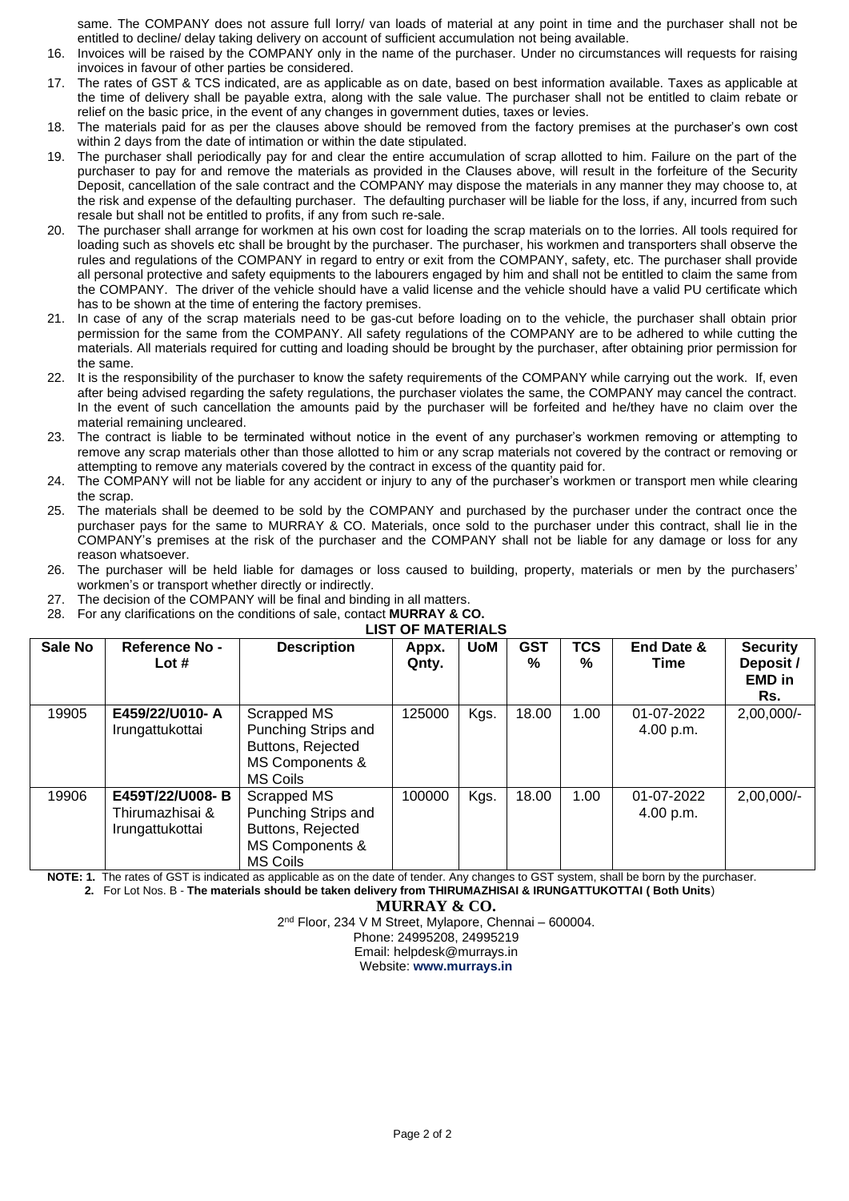same. The COMPANY does not assure full lorry/ van loads of material at any point in time and the purchaser shall not be entitled to decline/ delay taking delivery on account of sufficient accumulation not being available.

16. Invoices will be raised by the COMPANY only in the name of the purchaser. Under no circumstances will requests for raising invoices in favour of other parties be considered.
17. The rates of GST & TCS indicated, are as applicable as on date, based on best information available. Taxes as applicable at the time of delivery shall be payable extra, along with the sale value. The purchaser shall not be entitled to claim rebate or relief on the basic price, in the event of any changes in government duties, taxes or levies.
18. The materials paid for as per the clauses above should be removed from the factory premises at the purchaser's own cost within 2 days from the date of intimation or within the date stipulated.
19. The purchaser shall periodically pay for and clear the entire accumulation of scrap allotted to him. Failure on the part of the purchaser to pay for and remove the materials as provided in the Clauses above, will result in the forfeiture of the Security Deposit, cancellation of the sale contract and the COMPANY may dispose the materials in any manner they may choose to, at the risk and expense of the defaulting purchaser. The defaulting purchaser will be liable for the loss, if any, incurred from such resale but shall not be entitled to profits, if any from such re-sale.
20. The purchaser shall arrange for workmen at his own cost for loading the scrap materials on to the lorries. All tools required for loading such as shovels etc shall be brought by the purchaser. The purchaser, his workmen and transporters shall observe the rules and regulations of the COMPANY in regard to entry or exit from the COMPANY, safety, etc. The purchaser shall provide all personal protective and safety equipments to the labourers engaged by him and shall not be entitled to claim the same from the COMPANY. The driver of the vehicle should have a valid license and the vehicle should have a valid PU certificate which has to be shown at the time of entering the factory premises.
21. In case of any of the scrap materials need to be gas-cut before loading on to the vehicle, the purchaser shall obtain prior permission for the same from the COMPANY. All safety regulations of the COMPANY are to be adhered to while cutting the materials. All materials required for cutting and loading should be brought by the purchaser, after obtaining prior permission for the same.
22. It is the responsibility of the purchaser to know the safety requirements of the COMPANY while carrying out the work. If, even after being advised regarding the safety regulations, the purchaser violates the same, the COMPANY may cancel the contract. In the event of such cancellation the amounts paid by the purchaser will be forfeited and he/they have no claim over the material remaining uncleared.
23. The contract is liable to be terminated without notice in the event of any purchaser's workmen removing or attempting to remove any scrap materials other than those allotted to him or any scrap materials not covered by the contract or removing or attempting to remove any materials covered by the contract in excess of the quantity paid for.
24. The COMPANY will not be liable for any accident or injury to any of the purchaser's workmen or transport men while clearing the scrap.
25. The materials shall be deemed to be sold by the COMPANY and purchased by the purchaser under the contract once the purchaser pays for the same to MURRAY & CO. Materials, once sold to the purchaser under this contract, shall lie in the COMPANY's premises at the risk of the purchaser and the COMPANY shall not be liable for any damage or loss for any reason whatsoever.
26. The purchaser will be held liable for damages or loss caused to building, property, materials or men by the purchasers' workmen's or transport whether directly or indirectly.
27. The decision of the COMPANY will be final and binding in all matters.
28. For any clarifications on the conditions of sale, contact **MURRAY & CO.**

**LIST OF MATERIALS**

| Sale No | Reference No - Lot # | Description | Appx. Qnty. | UoM | GST % | TCS % | End Date & Time | Security Deposit / EMD in Rs. |
|---|---|---|---|---|---|---|---|---|
| 19905 | **E459/22/U010- A** Irungattukottai | Scrapped MS Punching Strips and Buttons, Rejected MS Components & MS Coils | 125000 | Kgs. | 18.00 | 1.00 | 01-07-2022 4.00 p.m. | 2,00,000/- |
| 19906 | **E459T/22/U008- B** Thirumazhisai & Irungattukottai | Scrapped MS Punching Strips and Buttons, Rejected MS Components & MS Coils | 100000 | Kgs. | 18.00 | 1.00 | 01-07-2022 4.00 p.m. | 2,00,000/- |

**NOTE: 1.** The rates of GST is indicated as applicable as on the date of tender. Any changes to GST system, shall be born by the purchaser.

**2.** For Lot Nos. B - **The materials should be taken delivery from THIRUMAZHISAI & IRUNGATTUKOTTAI ( Both Units**)

**MURRAY & CO.**

2nd Floor, 234 V M Street, Mylapore, Chennai – 600004.
Phone: 24995208, 24995219
Email: helpdesk@murrays.in
Website: **www.murrays.in**